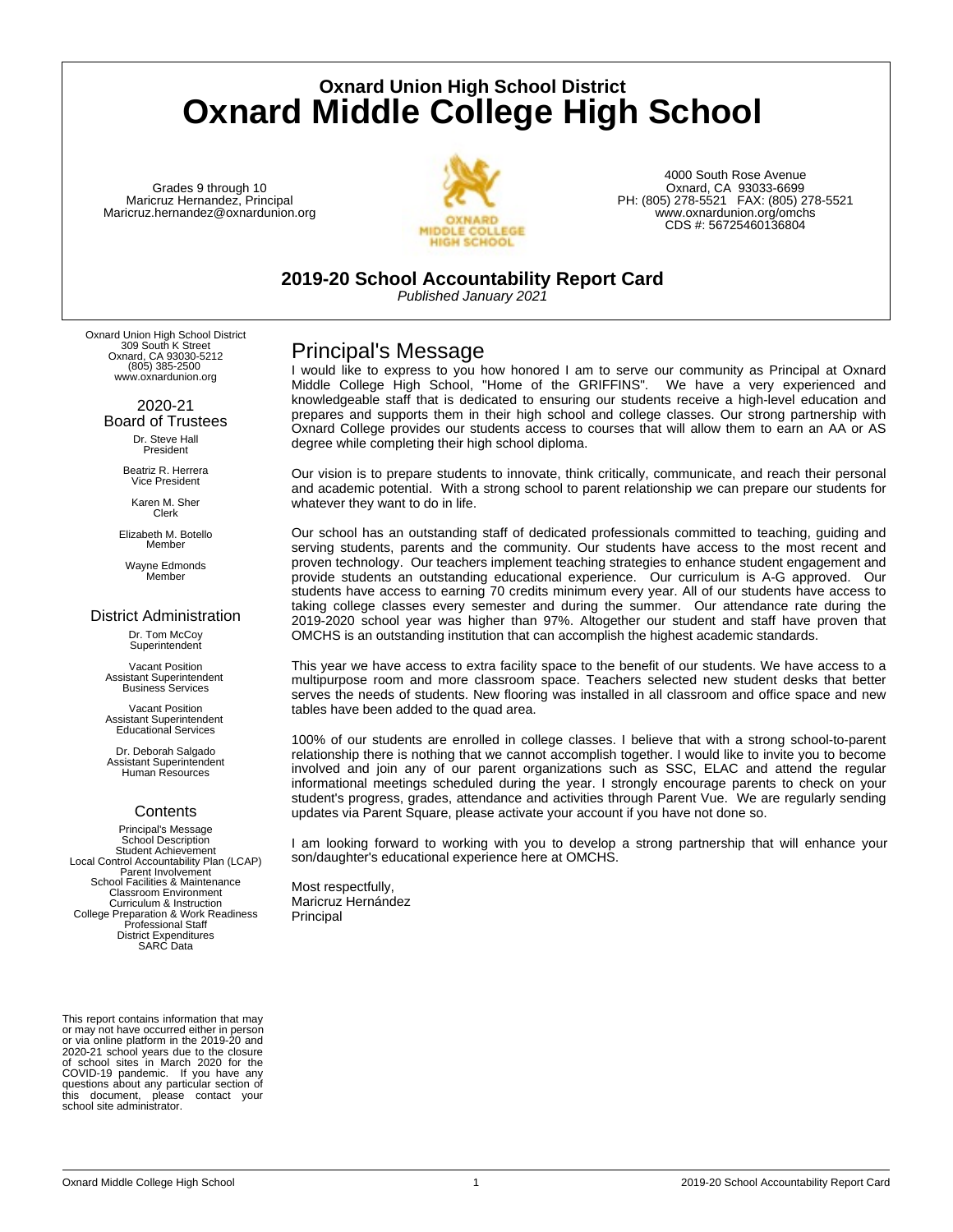## Oxnard Union High School District

# Oxnard Middle College High School

Grades 9 through 10
Maricruz Hernandez, Principal
Maricruz.hernandez@oxnardunion.org

4000 South Rose Avenue
Oxnard, CA 93033-6699
PH: (805) 278-5521 FAX: (805) 278-5521
www.oxnardunion.org/omchs
CDS #: 56725460136804

## 2019-20 School Accountability Report Card

*Published January 2021*

Oxnard Union High School District
309 South K Street
Oxnard, CA 93030-5212
(805) 385-2500
www.oxnardunion.org

### 2020-21 Board of Trustees

Dr. Steve Hall
President

Beatriz R. Herrera
Vice President

Karen M. Sher
Clerk

Elizabeth M. Botello
Member

Wayne Edmonds
Member

### District Administration

Dr. Tom McCoy
Superintendent

Vacant Position
Assistant Superintendent
Business Services

Vacant Position
Assistant Superintendent
Educational Services

Dr. Deborah Salgado
Assistant Superintendent
Human Resources

### Contents

Principal's Message
School Description
Student Achievement
Local Control Accountability Plan (LCAP)
Parent Involvement
School Facilities & Maintenance
Classroom Environment
Curriculum & Instruction
College Preparation & Work Readiness
Professional Staff
District Expenditures
SARC Data

This report contains information that may or may not have occurred either in person or via online platform in the 2019-20 and 2020-21 school years due to the closure of school sites in March 2020 for the COVID-19 pandemic. If you have any questions about any particular section of this document, please contact your school site administrator.

## Principal's Message

I would like to express to you how honored I am to serve our community as Principal at Oxnard Middle College High School, "Home of the GRIFFINS". We have a very experienced and knowledgeable staff that is dedicated to ensuring our students receive a high-level education and prepares and supports them in their high school and college classes. Our strong partnership with Oxnard College provides our students access to courses that will allow them to earn an AA or AS degree while completing their high school diploma.

Our vision is to prepare students to innovate, think critically, communicate, and reach their personal and academic potential. With a strong school to parent relationship we can prepare our students for whatever they want to do in life.

Our school has an outstanding staff of dedicated professionals committed to teaching, guiding and serving students, parents and the community. Our students have access to the most recent and proven technology. Our teachers implement teaching strategies to enhance student engagement and provide students an outstanding educational experience. Our curriculum is A-G approved. Our students have access to earning 70 credits minimum every year. All of our students have access to taking college classes every semester and during the summer. Our attendance rate during the 2019-2020 school year was higher than 97%. Altogether our student and staff have proven that OMCHS is an outstanding institution that can accomplish the highest academic standards.

This year we have access to extra facility space to the benefit of our students. We have access to a multipurpose room and more classroom space. Teachers selected new student desks that better serves the needs of students. New flooring was installed in all classroom and office space and new tables have been added to the quad area.

100% of our students are enrolled in college classes. I believe that with a strong school-to-parent relationship there is nothing that we cannot accomplish together. I would like to invite you to become involved and join any of our parent organizations such as SSC, ELAC and attend the regular informational meetings scheduled during the year. I strongly encourage parents to check on your student's progress, grades, attendance and activities through Parent Vue. We are regularly sending updates via Parent Square, please activate your account if you have not done so.

I am looking forward to working with you to develop a strong partnership that will enhance your son/daughter's educational experience here at OMCHS.

Most respectfully,
Maricruz Hernández
Principal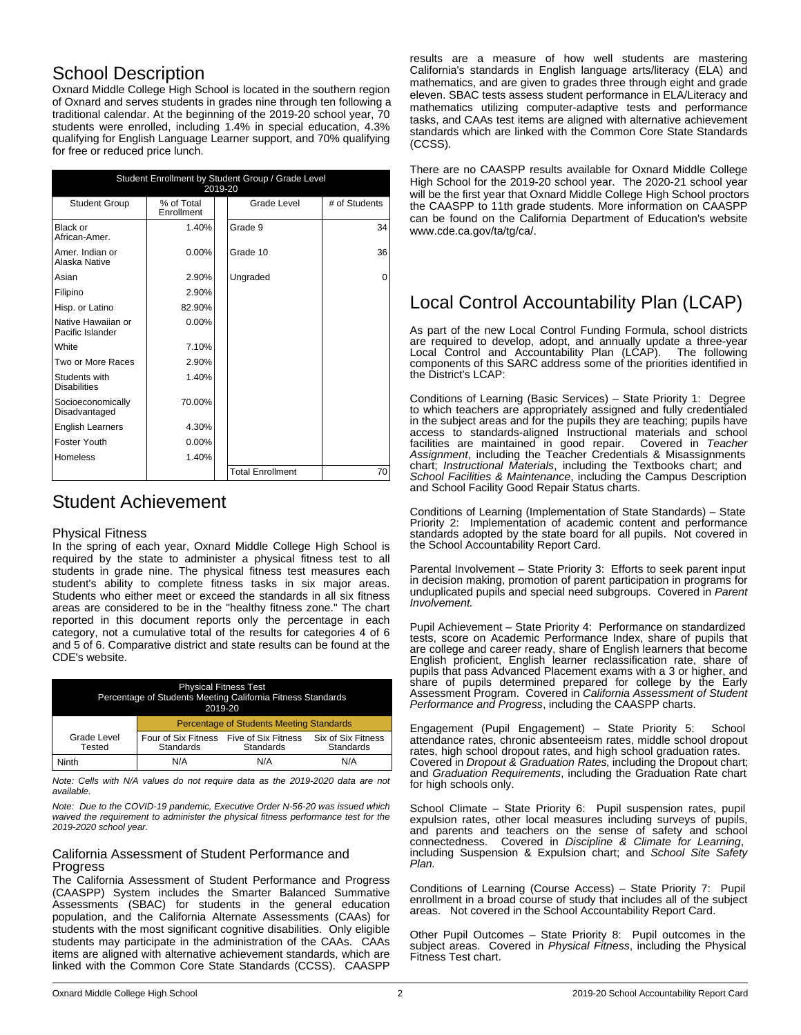# School Description

Oxnard Middle College High School is located in the southern region of Oxnard and serves students in grades nine through ten following a traditional calendar. At the beginning of the 2019-20 school year, 70 students were enrolled, including 1.4% in special education, 4.3% qualifying for English Language Learner support, and 70% qualifying for free or reduced price lunch.

| Student Enrollment by Student Group / Grade Level 2019-20 | | | |
|---|---|---|---|
| Student Group | % of Total Enrollment | Grade Level | # of Students |
| Black or African-Amer. | 1.40% | Grade 9 | 34 |
| Amer. Indian or Alaska Native | 0.00% | Grade 10 | 36 |
| Asian | 2.90% | Ungraded | 0 |
| Filipino | 2.90% | | |
| Hisp. or Latino | 82.90% | | |
| Native Hawaiian or Pacific Islander | 0.00% | | |
| White | 7.10% | | |
| Two or More Races | 2.90% | | |
| Students with Disabilities | 1.40% | | |
| Socioeconomically Disadvantaged | 70.00% | | |
| English Learners | 4.30% | | |
| Foster Youth | 0.00% | | |
| Homeless | 1.40% | | |
| | | Total Enrollment | 70 |

# Student Achievement

## Physical Fitness

In the spring of each year, Oxnard Middle College High School is required by the state to administer a physical fitness test to all students in grade nine. The physical fitness test measures each student's ability to complete fitness tasks in six major areas. Students who either meet or exceed the standards in all six fitness areas are considered to be in the "healthy fitness zone." The chart reported in this document reports only the percentage in each category, not a cumulative total of the results for categories 4 of 6 and 5 of 6. Comparative district and state results can be found at the CDE's website.

| Physical Fitness Test Percentage of Students Meeting California Fitness Standards 2019-20 | | | |
|---|---|---|---|
| | Percentage of Students Meeting Standards | | |
| Grade Level Tested | Four of Six Fitness Standards | Five of Six Fitness Standards | Six of Six Fitness Standards |
| Ninth | N/A | N/A | N/A |

*Note: Cells with N/A values do not require data as the 2019-2020 data are not available.*

*Note: Due to the COVID-19 pandemic, Executive Order N-56-20 was issued which waived the requirement to administer the physical fitness performance test for the 2019-2020 school year.*

## California Assessment of Student Performance and Progress

The California Assessment of Student Performance and Progress (CAASPP) System includes the Smarter Balanced Summative Assessments (SBAC) for students in the general education population, and the California Alternate Assessments (CAAs) for students with the most significant cognitive disabilities. Only eligible students may participate in the administration of the CAAs. CAAs items are aligned with alternative achievement standards, which are linked with the Common Core State Standards (CCSS). CAASPP results are a measure of how well students are mastering California's standards in English language arts/literacy (ELA) and mathematics, and are given to grades three through eight and grade eleven. SBAC tests assess student performance in ELA/Literacy and mathematics utilizing computer-adaptive tests and performance tasks, and CAAs test items are aligned with alternative achievement standards which are linked with the Common Core State Standards (CCSS).

There are no CAASPP results available for Oxnard Middle College High School for the 2019-20 school year. The 2020-21 school year will be the first year that Oxnard Middle College High School proctors the CAASPP to 11th grade students. More information on CAASPP can be found on the California Department of Education's website www.cde.ca.gov/ta/tg/ca/.

# Local Control Accountability Plan (LCAP)

As part of the new Local Control Funding Formula, school districts are required to develop, adopt, and annually update a three-year Local Control and Accountability Plan (LCAP). The following components of this SARC address some of the priorities identified in the District's LCAP:

Conditions of Learning (Basic Services) – State Priority 1: Degree to which teachers are appropriately assigned and fully credentialed in the subject areas and for the pupils they are teaching; pupils have access to standards-aligned Instructional materials and school facilities are maintained in good repair. Covered in *Teacher Assignment*, including the Teacher Credentials & Misassignments chart; *Instructional Materials*, including the Textbooks chart; and *School Facilities & Maintenance*, including the Campus Description and School Facility Good Repair Status charts.

Conditions of Learning (Implementation of State Standards) – State Priority 2: Implementation of academic content and performance standards adopted by the state board for all pupils. Not covered in the School Accountability Report Card.

Parental Involvement – State Priority 3: Efforts to seek parent input in decision making, promotion of parent participation in programs for unduplicated pupils and special need subgroups. Covered in *Parent Involvement.*

Pupil Achievement – State Priority 4: Performance on standardized tests, score on Academic Performance Index, share of pupils that are college and career ready, share of English learners that become English proficient, English learner reclassification rate, share of pupils that pass Advanced Placement exams with a 3 or higher, and share of pupils determined prepared for college by the Early Assessment Program. Covered in *California Assessment of Student Performance and Progress*, including the CAASPP charts.

Engagement (Pupil Engagement) – State Priority 5: School attendance rates, chronic absenteeism rates, middle school dropout rates, high school dropout rates, and high school graduation rates. Covered in *Dropout & Graduation Rates*, including the Dropout chart; and *Graduation Requirements*, including the Graduation Rate chart for high schools only.

School Climate – State Priority 6: Pupil suspension rates, pupil expulsion rates, other local measures including surveys of pupils, and parents and teachers on the sense of safety and school connectedness. Covered in *Discipline & Climate for Learning*, including Suspension & Expulsion chart; and *School Site Safety Plan.*

Conditions of Learning (Course Access) – State Priority 7: Pupil enrollment in a broad course of study that includes all of the subject areas. Not covered in the School Accountability Report Card.

Other Pupil Outcomes – State Priority 8: Pupil outcomes in the subject areas. Covered in *Physical Fitness*, including the Physical Fitness Test chart.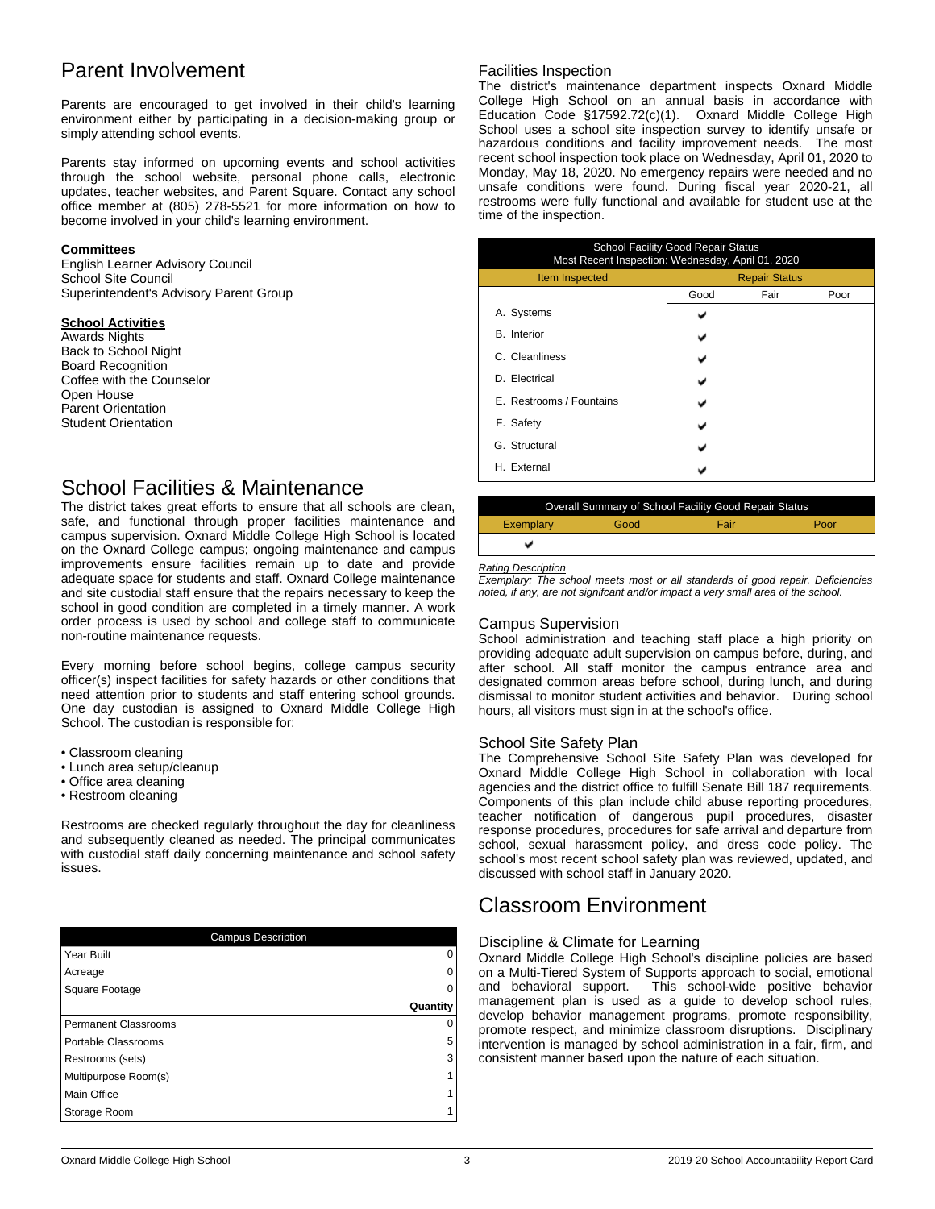# Parent Involvement

Parents are encouraged to get involved in their child's learning environment either by participating in a decision-making group or simply attending school events.

Parents stay informed on upcoming events and school activities through the school website, personal phone calls, electronic updates, teacher websites, and Parent Square. Contact any school office member at (805) 278-5521 for more information on how to become involved in your child's learning environment.

**Committees**
English Learner Advisory Council
School Site Council
Superintendent's Advisory Parent Group

**School Activities**
Awards Nights
Back to School Night
Board Recognition
Coffee with the Counselor
Open House
Parent Orientation
Student Orientation

# School Facilities & Maintenance

The district takes great efforts to ensure that all schools are clean, safe, and functional through proper facilities maintenance and campus supervision. Oxnard Middle College High School is located on the Oxnard College campus; ongoing maintenance and campus improvements ensure facilities remain up to date and provide adequate space for students and staff. Oxnard College maintenance and site custodial staff ensure that the repairs necessary to keep the school in good condition are completed in a timely manner. A work order process is used by school and college staff to communicate non-routine maintenance requests.

Every morning before school begins, college campus security officer(s) inspect facilities for safety hazards or other conditions that need attention prior to students and staff entering school grounds. One day custodian is assigned to Oxnard Middle College High School. The custodian is responsible for:

- Classroom cleaning
- Lunch area setup/cleanup
- Office area cleaning
- Restroom cleaning

Restrooms are checked regularly throughout the day for cleanliness and subsequently cleaned as needed. The principal communicates with custodial staff daily concerning maintenance and school safety issues.

| Campus Description | |
|---|---|
| Year Built | 0 |
| Acreage | 0 |
| Square Footage | 0 |
| | **Quantity** |
| Permanent Classrooms | 0 |
| Portable Classrooms | 5 |
| Restrooms (sets) | 3 |
| Multipurpose Room(s) | 1 |
| Main Office | 1 |
| Storage Room | 1 |

## Facilities Inspection

The district's maintenance department inspects Oxnard Middle College High School on an annual basis in accordance with Education Code §17592.72(c)(1). Oxnard Middle College High School uses a school site inspection survey to identify unsafe or hazardous conditions and facility improvement needs. The most recent school inspection took place on Wednesday, April 01, 2020 to Monday, May 18, 2020. No emergency repairs were needed and no unsafe conditions were found. During fiscal year 2020-21, all restrooms were fully functional and available for student use at the time of the inspection.

| School Facility Good Repair Status<br>Most Recent Inspection: Wednesday, April 01, 2020 | | | |
|---|---|---|---|
| Item Inspected | Repair Status | | |
| | Good | Fair | Poor |
| A. Systems | ✔ | | |
| B. Interior | ✔ | | |
| C. Cleanliness | ✔ | | |
| D. Electrical | ✔ | | |
| E. Restrooms / Fountains | ✔ | | |
| F. Safety | ✔ | | |
| G. Structural | ✔ | | |
| H. External | ✔ | | |

| Overall Summary of School Facility Good Repair Status | | | |
|---|---|---|---|
| Exemplary | Good | Fair | Poor |
| ✔ | | | |

*Rating Description*
*Exemplary: The school meets most or all standards of good repair. Deficiencies noted, if any, are not signifcant and/or impact a very small area of the school.*

## Campus Supervision

School administration and teaching staff place a high priority on providing adequate adult supervision on campus before, during, and after school. All staff monitor the campus entrance area and designated common areas before school, during lunch, and during dismissal to monitor student activities and behavior. During school hours, all visitors must sign in at the school's office.

## School Site Safety Plan

The Comprehensive School Site Safety Plan was developed for Oxnard Middle College High School in collaboration with local agencies and the district office to fulfill Senate Bill 187 requirements. Components of this plan include child abuse reporting procedures, teacher notification of dangerous pupil procedures, disaster response procedures, procedures for safe arrival and departure from school, sexual harassment policy, and dress code policy. The school's most recent school safety plan was reviewed, updated, and discussed with school staff in January 2020.

# Classroom Environment

## Discipline & Climate for Learning

Oxnard Middle College High School's discipline policies are based on a Multi-Tiered System of Supports approach to social, emotional and behavioral support. This school-wide positive behavior management plan is used as a guide to develop school rules, develop behavior management programs, promote responsibility, promote respect, and minimize classroom disruptions. Disciplinary intervention is managed by school administration in a fair, firm, and consistent manner based upon the nature of each situation.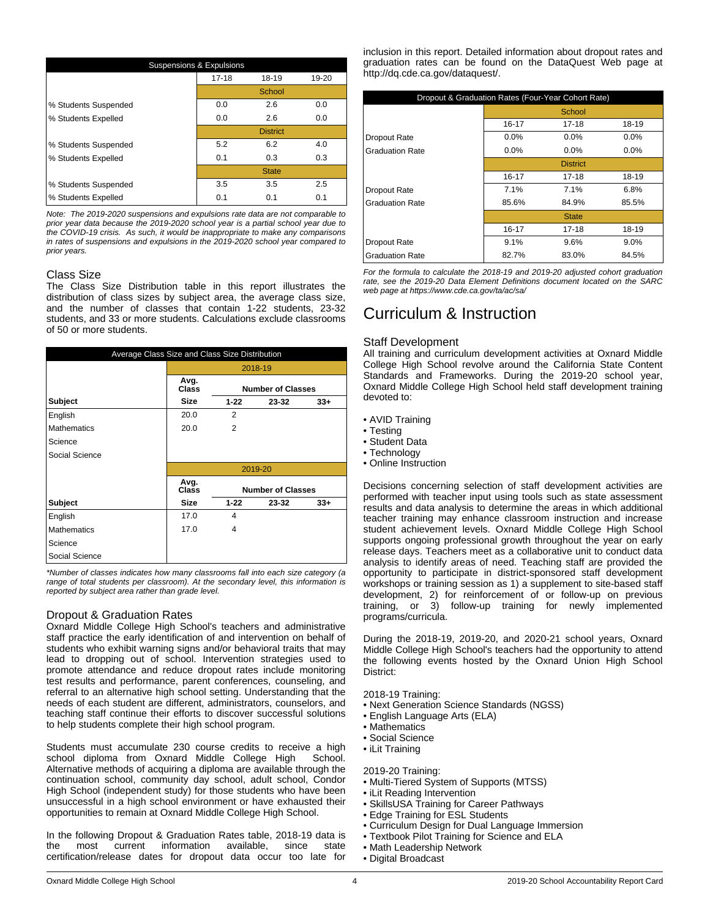| Suspensions & Expulsions | | | |
|---|---|---|---|
| | 17-18 | 18-19 | 19-20 |
| | School | | |
| % Students Suspended | 0.0 | 2.6 | 0.0 |
| % Students Expelled | 0.0 | 2.6 | 0.0 |
| | District | | |
| % Students Suspended | 5.2 | 6.2 | 4.0 |
| % Students Expelled | 0.1 | 0.3 | 0.3 |
| | State | | |
| % Students Suspended | 3.5 | 3.5 | 2.5 |
| % Students Expelled | 0.1 | 0.1 | 0.1 |

*Note: The 2019-2020 suspensions and expulsions rate data are not comparable to prior year data because the 2019-2020 school year is a partial school year due to the COVID-19 crisis. As such, it would be inappropriate to make any comparisons in rates of suspensions and expulsions in the 2019-2020 school year compared to prior years.*

### Class Size

The Class Size Distribution table in this report illustrates the distribution of class sizes by subject area, the average class size, and the number of classes that contain 1-22 students, 23-32 students, and 33 or more students. Calculations exclude classrooms of 50 or more students.

| Average Class Size and Class Size Distribution | | | | |
|---|---|---|---|---|
| | 2018-19 | | | |
| | Avg. Class | Number of Classes | | |
| **Subject** | **Size** | **1-22** | **23-32** | **33+** |
| English | 20.0 | 2 | | |
| Mathematics | 20.0 | 2 | | |
| Science | | | | |
| Social Science | | | | |
| | 2019-20 | | | |
| | Avg. Class | Number of Classes | | |
| **Subject** | **Size** | **1-22** | **23-32** | **33+** |
| English | 17.0 | 4 | | |
| Mathematics | 17.0 | 4 | | |
| Science | | | | |
| Social Science | | | | |

*\*Number of classes indicates how many classrooms fall into each size category (a range of total students per classroom). At the secondary level, this information is reported by subject area rather than grade level.*

### Dropout & Graduation Rates

Oxnard Middle College High School's teachers and administrative staff practice the early identification of and intervention on behalf of students who exhibit warning signs and/or behavioral traits that may lead to dropping out of school. Intervention strategies used to promote attendance and reduce dropout rates include monitoring test results and performance, parent conferences, counseling, and referral to an alternative high school setting. Understanding that the needs of each student are different, administrators, counselors, and teaching staff continue their efforts to discover successful solutions to help students complete their high school program.

Students must accumulate 230 course credits to receive a high school diploma from Oxnard Middle College High School. Alternative methods of acquiring a diploma are available through the continuation school, community day school, adult school, Condor High School (independent study) for those students who have been unsuccessful in a high school environment or have exhausted their opportunities to remain at Oxnard Middle College High School.

In the following Dropout & Graduation Rates table, 2018-19 data is the most current information available, since state certification/release dates for dropout data occur too late for inclusion in this report. Detailed information about dropout rates and graduation rates can be found on the DataQuest Web page at http://dq.cde.ca.gov/dataquest/.

| Dropout & Graduation Rates (Four-Year Cohort Rate) | | | |
|---|---|---|---|
| | School | | |
| | 16-17 | 17-18 | 18-19 |
| Dropout Rate | 0.0% | 0.0% | 0.0% |
| Graduation Rate | 0.0% | 0.0% | 0.0% |
| | District | | |
| | 16-17 | 17-18 | 18-19 |
| Dropout Rate | 7.1% | 7.1% | 6.8% |
| Graduation Rate | 85.6% | 84.9% | 85.5% |
| | State | | |
| | 16-17 | 17-18 | 18-19 |
| Dropout Rate | 9.1% | 9.6% | 9.0% |
| Graduation Rate | 82.7% | 83.0% | 84.5% |

*For the formula to calculate the 2018-19 and 2019-20 adjusted cohort graduation rate, see the 2019-20 Data Element Definitions document located on the SARC web page at https://www.cde.ca.gov/ta/ac/sa/*

# Curriculum & Instruction

### Staff Development

All training and curriculum development activities at Oxnard Middle College High School revolve around the California State Content Standards and Frameworks. During the 2019-20 school year, Oxnard Middle College High School held staff development training devoted to:

- AVID Training
- Testing
- Student Data
- Technology
- Online Instruction

Decisions concerning selection of staff development activities are performed with teacher input using tools such as state assessment results and data analysis to determine the areas in which additional teacher training may enhance classroom instruction and increase student achievement levels. Oxnard Middle College High School supports ongoing professional growth throughout the year on early release days. Teachers meet as a collaborative unit to conduct data analysis to identify areas of need. Teaching staff are provided the opportunity to participate in district-sponsored staff development workshops or training session as 1) a supplement to site-based staff development, 2) for reinforcement of or follow-up on previous training, or 3) follow-up training for newly implemented programs/curricula.

During the 2018-19, 2019-20, and 2020-21 school years, Oxnard Middle College High School's teachers had the opportunity to attend the following events hosted by the Oxnard Union High School District:

2018-19 Training:
- Next Generation Science Standards (NGSS)
- English Language Arts (ELA)
- Mathematics
- Social Science
- iLit Training

2019-20 Training:
- Multi-Tiered System of Supports (MTSS)
- iLit Reading Intervention
- SkillsUSA Training for Career Pathways
- Edge Training for ESL Students
- Curriculum Design for Dual Language Immersion
- Textbook Pilot Training for Science and ELA
- Math Leadership Network
- Digital Broadcast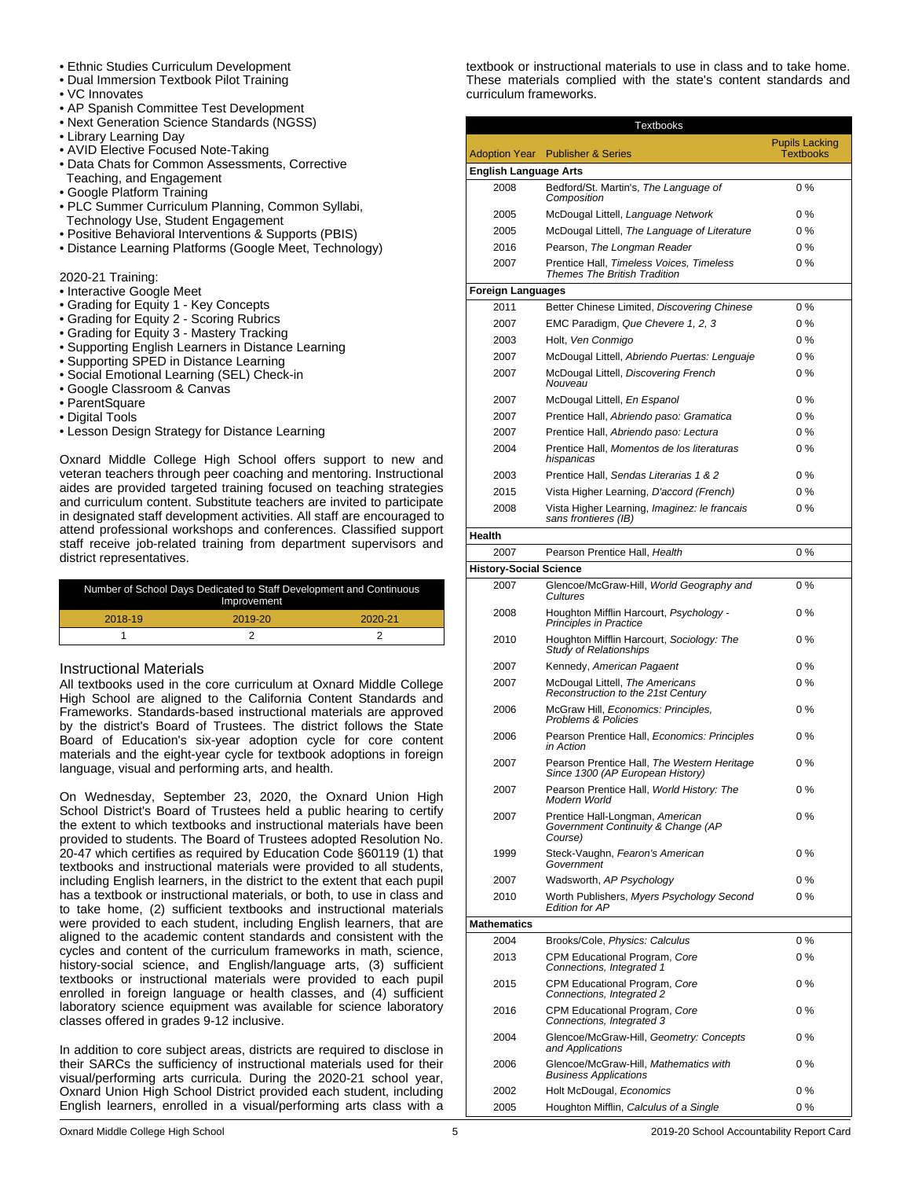- Ethnic Studies Curriculum Development
- Dual Immersion Textbook Pilot Training
- VC Innovates
- AP Spanish Committee Test Development
- Next Generation Science Standards (NGSS)
- Library Learning Day
- AVID Elective Focused Note-Taking
- Data Chats for Common Assessments, Corrective Teaching, and Engagement
- Google Platform Training
- PLC Summer Curriculum Planning, Common Syllabi, Technology Use, Student Engagement
- Positive Behavioral Interventions & Supports (PBIS)
- Distance Learning Platforms (Google Meet, Technology)

2020-21 Training:

- Interactive Google Meet
- Grading for Equity 1 - Key Concepts
- Grading for Equity 2 - Scoring Rubrics
- Grading for Equity 3 - Mastery Tracking
- Supporting English Learners in Distance Learning
- Supporting SPED in Distance Learning
- Social Emotional Learning (SEL) Check-in
- Google Classroom & Canvas
- ParentSquare
- Digital Tools
- Lesson Design Strategy for Distance Learning

Oxnard Middle College High School offers support to new and veteran teachers through peer coaching and mentoring. Instructional aides are provided targeted training focused on teaching strategies and curriculum content. Substitute teachers are invited to participate in designated staff development activities. All staff are encouraged to attend professional workshops and conferences. Classified support staff receive job-related training from department supervisors and district representatives.

| Number of School Days Dedicated to Staff Development and Continuous Improvement | | |
|---|---|---|
| 2018-19 | 2019-20 | 2020-21 |
| 1 | 2 | 2 |

## Instructional Materials

All textbooks used in the core curriculum at Oxnard Middle College High School are aligned to the California Content Standards and Frameworks. Standards-based instructional materials are approved by the district's Board of Trustees. The district follows the State Board of Education's six-year adoption cycle for core content materials and the eight-year cycle for textbook adoptions in foreign language, visual and performing arts, and health.

On Wednesday, September 23, 2020, the Oxnard Union High School District's Board of Trustees held a public hearing to certify the extent to which textbooks and instructional materials have been provided to students. The Board of Trustees adopted Resolution No. 20-47 which certifies as required by Education Code §60119 (1) that textbooks and instructional materials were provided to all students, including English learners, in the district to the extent that each pupil has a textbook or instructional materials, or both, to use in class and to take home, (2) sufficient textbooks and instructional materials were provided to each student, including English learners, that are aligned to the academic content standards and consistent with the cycles and content of the curriculum frameworks in math, science, history-social science, and English/language arts, (3) sufficient textbooks or instructional materials were provided to each pupil enrolled in foreign language or health classes, and (4) sufficient laboratory science equipment was available for science laboratory classes offered in grades 9-12 inclusive.

In addition to core subject areas, districts are required to disclose in their SARCs the sufficiency of instructional materials used for their visual/performing arts curricula. During the 2020-21 school year, Oxnard Union High School District provided each student, including English learners, enrolled in a visual/performing arts class with a textbook or instructional materials to use in class and to take home. These materials complied with the state's content standards and curriculum frameworks.

| Textbooks | | |
|---|---|---|
| Adoption Year | Publisher & Series | Pupils Lacking Textbooks |
| **English Language Arts** | | |
| 2008 | Bedford/St. Martin's, *The Language of Composition* | 0 % |
| 2005 | McDougal Littell, *Language Network* | 0 % |
| 2005 | McDougal Littell, *The Language of Literature* | 0 % |
| 2016 | Pearson, *The Longman Reader* | 0 % |
| 2007 | Prentice Hall, *Timeless Voices, Timeless Themes The British Tradition* | 0 % |
| **Foreign Languages** | | |
| 2011 | Better Chinese Limited, *Discovering Chinese* | 0 % |
| 2007 | EMC Paradigm, *Que Chevere 1, 2, 3* | 0 % |
| 2003 | Holt, *Ven Conmigo* | 0 % |
| 2007 | McDougal Littell, *Abriendo Puertas: Lenguaje* | 0 % |
| 2007 | McDougal Littell, *Discovering French Nouveau* | 0 % |
| 2007 | McDougal Littell, *En Espanol* | 0 % |
| 2007 | Prentice Hall, *Abriendo paso: Gramatica* | 0 % |
| 2007 | Prentice Hall, *Abriendo paso: Lectura* | 0 % |
| 2004 | Prentice Hall, *Momentos de los literaturas hispanicas* | 0 % |
| 2003 | Prentice Hall, *Sendas Literarias 1 & 2* | 0 % |
| 2015 | Vista Higher Learning, *D'accord (French)* | 0 % |
| 2008 | Vista Higher Learning, *Imaginez: le francais sans frontieres (IB)* | 0 % |
| **Health** | | |
| 2007 | Pearson Prentice Hall, *Health* | 0 % |
| **History-Social Science** | | |
| 2007 | Glencoe/McGraw-Hill, *World Geography and Cultures* | 0 % |
| 2008 | Houghton Mifflin Harcourt, *Psychology - Principles in Practice* | 0 % |
| 2010 | Houghton Mifflin Harcourt, *Sociology: The Study of Relationships* | 0 % |
| 2007 | Kennedy, *American Pagaent* | 0 % |
| 2007 | McDougal Littell, *The Americans Reconstruction to the 21st Century* | 0 % |
| 2006 | McGraw Hill, *Economics: Principles, Problems & Policies* | 0 % |
| 2006 | Pearson Prentice Hall, *Economics: Principles in Action* | 0 % |
| 2007 | Pearson Prentice Hall, *The Western Heritage Since 1300 (AP European History)* | 0 % |
| 2007 | Pearson Prentice Hall, *World History: The Modern World* | 0 % |
| 2007 | Prentice Hall-Longman, *American Government Continuity & Change (AP Course)* | 0 % |
| 1999 | Steck-Vaughn, *Fearon's American Government* | 0 % |
| 2007 | Wadsworth, *AP Psychology* | 0 % |
| 2010 | Worth Publishers, *Myers Psychology Second Edition for AP* | 0 % |
| **Mathematics** | | |
| 2004 | Brooks/Cole, *Physics: Calculus* | 0 % |
| 2013 | CPM Educational Program, *Core Connections, Integrated 1* | 0 % |
| 2015 | CPM Educational Program, *Core Connections, Integrated 2* | 0 % |
| 2016 | CPM Educational Program, *Core Connections, Integrated 3* | 0 % |
| 2004 | Glencoe/McGraw-Hill, *Geometry: Concepts and Applications* | 0 % |
| 2006 | Glencoe/McGraw-Hill, *Mathematics with Business Applications* | 0 % |
| 2002 | Holt McDougal, *Economics* | 0 % |
| 2005 | Houghton Mifflin, *Calculus of a Single* | 0 % |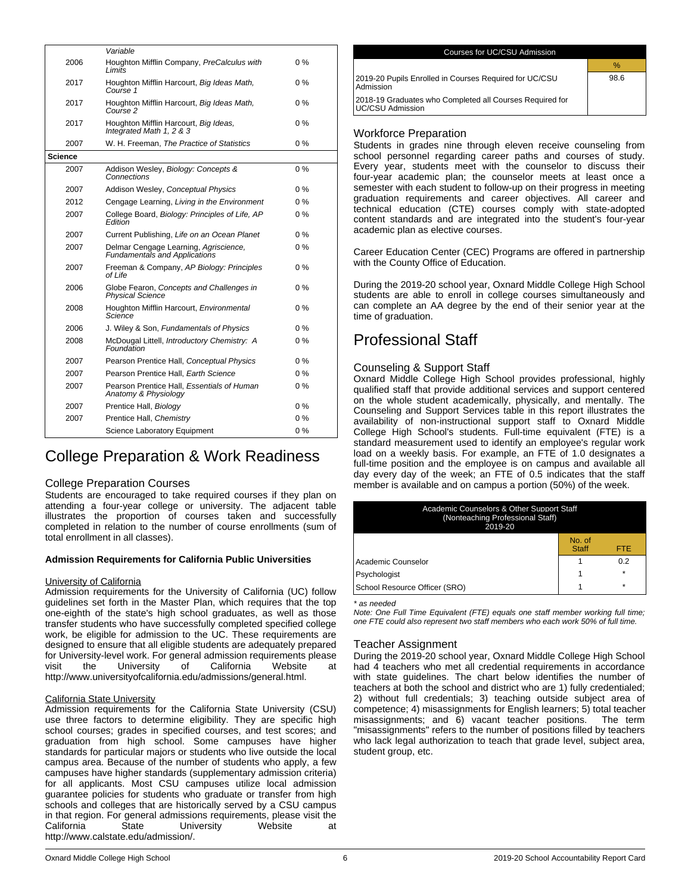| | Variable | |
|---|---|---|
| 2006 | Houghton Mifflin Company, *PreCalculus with Limits* | 0 % |
| 2017 | Houghton Mifflin Harcourt, *Big Ideas Math, Course 1* | 0 % |
| 2017 | Houghton Mifflin Harcourt, *Big Ideas Math, Course 2* | 0 % |
| 2017 | Houghton Mifflin Harcourt, *Big Ideas, Integrated Math 1, 2 & 3* | 0 % |
| 2007 | W. H. Freeman, *The Practice of Statistics* | 0 % |
| **Science** | | |
| 2007 | Addison Wesley, *Biology: Concepts & Connections* | 0 % |
| 2007 | Addison Wesley, *Conceptual Physics* | 0 % |
| 2012 | Cengage Learning, *Living in the Environment* | 0 % |
| 2007 | College Board, *Biology: Principles of Life, AP Edition* | 0 % |
| 2007 | Current Publishing, *Life on an Ocean Planet* | 0 % |
| 2007 | Delmar Cengage Learning, *Agriscience, Fundamentals and Applications* | 0 % |
| 2007 | Freeman & Company, *AP Biology: Principles of Life* | 0 % |
| 2006 | Globe Fearon, *Concepts and Challenges in Physical Science* | 0 % |
| 2008 | Houghton Mifflin Harcourt, *Environmental Science* | 0 % |
| 2006 | J. Wiley & Son, *Fundamentals of Physics* | 0 % |
| 2008 | McDougal Littell, *Introductory Chemistry: A Foundation* | 0 % |
| 2007 | Pearson Prentice Hall, *Conceptual Physics* | 0 % |
| 2007 | Pearson Prentice Hall, *Earth Science* | 0 % |
| 2007 | Pearson Prentice Hall, *Essentials of Human Anatomy & Physiology* | 0 % |
| 2007 | Prentice Hall, *Biology* | 0 % |
| 2007 | Prentice Hall, *Chemistry* | 0 % |
| | Science Laboratory Equipment | 0 % |

# College Preparation & Work Readiness

## College Preparation Courses

Students are encouraged to take required courses if they plan on attending a four-year college or university. The adjacent table illustrates the proportion of courses taken and successfully completed in relation to the number of course enrollments (sum of total enrollment in all classes).

**Admission Requirements for California Public Universities**

University of California

Admission requirements for the University of California (UC) follow guidelines set forth in the Master Plan, which requires that the top one-eighth of the state's high school graduates, as well as those transfer students who have successfully completed specified college work, be eligible for admission to the UC. These requirements are designed to ensure that all eligible students are adequately prepared for University-level work. For general admission requirements please visit the University of California Website at http://www.universityofcalifornia.edu/admissions/general.html.

California State University

Admission requirements for the California State University (CSU) use three factors to determine eligibility. They are specific high school courses; grades in specified courses, and test scores; and graduation from high school. Some campuses have higher standards for particular majors or students who live outside the local campus area. Because of the number of students who apply, a few campuses have higher standards (supplementary admission criteria) for all applicants. Most CSU campuses utilize local admission guarantee policies for students who graduate or transfer from high schools and colleges that are historically served by a CSU campus in that region. For general admissions requirements, please visit the California State University Website at http://www.calstate.edu/admission/.

| Courses for UC/CSU Admission | % |
|---|---|
| 2019-20 Pupils Enrolled in Courses Required for UC/CSU Admission | 98.6 |
| 2018-19 Graduates who Completed all Courses Required for UC/CSU Admission | |

## Workforce Preparation

Students in grades nine through eleven receive counseling from school personnel regarding career paths and courses of study. Every year, students meet with the counselor to discuss their four-year academic plan; the counselor meets at least once a semester with each student to follow-up on their progress in meeting graduation requirements and career objectives. All career and technical education (CTE) courses comply with state-adopted content standards and are integrated into the student's four-year academic plan as elective courses.

Career Education Center (CEC) Programs are offered in partnership with the County Office of Education.

During the 2019-20 school year, Oxnard Middle College High School students are able to enroll in college courses simultaneously and can complete an AA degree by the end of their senior year at the time of graduation.

# Professional Staff

## Counseling & Support Staff

Oxnard Middle College High School provides professional, highly qualified staff that provide additional services and support centered on the whole student academically, physically, and mentally. The Counseling and Support Services table in this report illustrates the availability of non-instructional support staff to Oxnard Middle College High School's students. Full-time equivalent (FTE) is a standard measurement used to identify an employee's regular work load on a weekly basis. For example, an FTE of 1.0 designates a full-time position and the employee is on campus and available all day every day of the week; an FTE of 0.5 indicates that the staff member is available and on campus a portion (50%) of the week.

| Academic Counselors & Other Support Staff (Nonteaching Professional Staff) 2019-20 | | |
|---|---|---|
| | No. of Staff | FTE |
| Academic Counselor | 1 | 0.2 |
| Psychologist | 1 | * |
| School Resource Officer (SRO) | 1 | * |

*\* as needed*

*Note: One Full Time Equivalent (FTE) equals one staff member working full time; one FTE could also represent two staff members who each work 50% of full time.*

## Teacher Assignment

During the 2019-20 school year, Oxnard Middle College High School had 4 teachers who met all credential requirements in accordance with state guidelines. The chart below identifies the number of teachers at both the school and district who are 1) fully credentialed; 2) without full credentials; 3) teaching outside subject area of competence; 4) misassignments for English learners; 5) total teacher misassignments; and 6) vacant teacher positions. The term "misassignments" refers to the number of positions filled by teachers who lack legal authorization to teach that grade level, subject area, student group, etc.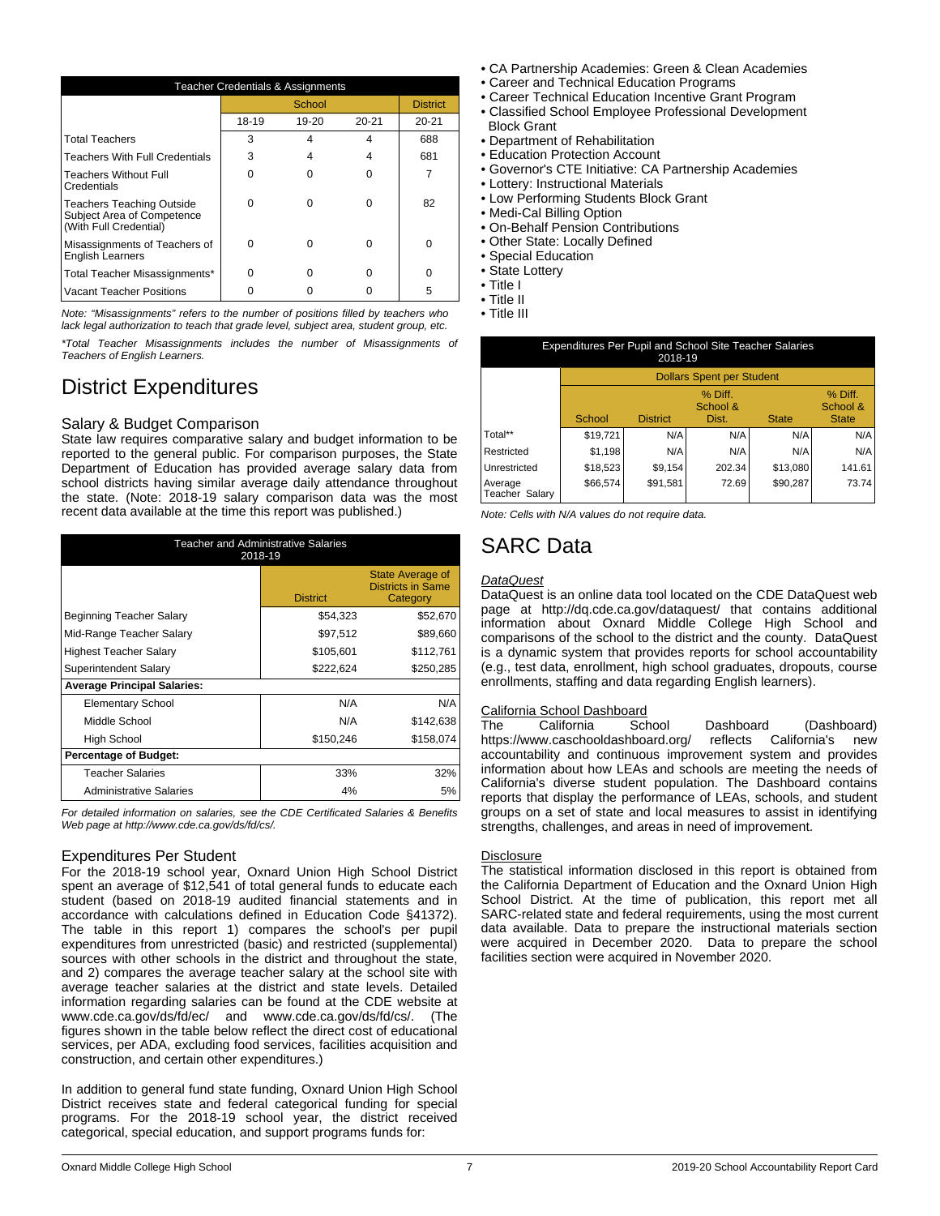| Teacher Credentials & Assignments | | | | |
|---|---|---|---|---|
| | School | | | District |
| | 18-19 | 19-20 | 20-21 | 20-21 |
| Total Teachers | 3 | 4 | 4 | 688 |
| Teachers With Full Credentials | 3 | 4 | 4 | 681 |
| Teachers Without Full Credentials | 0 | 0 | 0 | 7 |
| Teachers Teaching Outside Subject Area of Competence (With Full Credential) | 0 | 0 | 0 | 82 |
| Misassignments of Teachers of English Learners | 0 | 0 | 0 | 0 |
| Total Teacher Misassignments* | 0 | 0 | 0 | 0 |
| Vacant Teacher Positions | 0 | 0 | 0 | 5 |

*Note: "Misassignments" refers to the number of positions filled by teachers who lack legal authorization to teach that grade level, subject area, student group, etc.*

*\*Total Teacher Misassignments includes the number of Misassignments of Teachers of English Learners.*

# District Expenditures

## Salary & Budget Comparison

State law requires comparative salary and budget information to be reported to the general public. For comparison purposes, the State Department of Education has provided average salary data from school districts having similar average daily attendance throughout the state. (Note: 2018-19 salary comparison data was the most recent data available at the time this report was published.)

| Teacher and Administrative Salaries 2018-19 | | |
|---|---|---|
| | District | State Average of Districts in Same Category |
| Beginning Teacher Salary | $54,323 | $52,670 |
| Mid-Range Teacher Salary | $97,512 | $89,660 |
| Highest Teacher Salary | $105,601 | $112,761 |
| Superintendent Salary | $222,624 | $250,285 |
| **Average Principal Salaries:** | | |
| Elementary School | N/A | N/A |
| Middle School | N/A | $142,638 |
| High School | $150,246 | $158,074 |
| **Percentage of Budget:** | | |
| Teacher Salaries | 33% | 32% |
| Administrative Salaries | 4% | 5% |

*For detailed information on salaries, see the CDE Certificated Salaries & Benefits Web page at http://www.cde.ca.gov/ds/fd/cs/.*

## Expenditures Per Student

For the 2018-19 school year, Oxnard Union High School District spent an average of $12,541 of total general funds to educate each student (based on 2018-19 audited financial statements and in accordance with calculations defined in Education Code §41372). The table in this report 1) compares the school's per pupil expenditures from unrestricted (basic) and restricted (supplemental) sources with other schools in the district and throughout the state, and 2) compares the average teacher salary at the school site with average teacher salaries at the district and state levels. Detailed information regarding salaries can be found at the CDE website at www.cde.ca.gov/ds/fd/ec/ and www.cde.ca.gov/ds/fd/cs/. (The figures shown in the table below reflect the direct cost of educational services, per ADA, excluding food services, facilities acquisition and construction, and certain other expenditures.)

In addition to general fund state funding, Oxnard Union High School District receives state and federal categorical funding for special programs. For the 2018-19 school year, the district received categorical, special education, and support programs funds for:

- CA Partnership Academies: Green & Clean Academies
- Career and Technical Education Programs
- Career Technical Education Incentive Grant Program
- Classified School Employee Professional Development Block Grant
- Department of Rehabilitation
- Education Protection Account
- Governor's CTE Initiative: CA Partnership Academies
- Lottery: Instructional Materials
- Low Performing Students Block Grant
- Medi-Cal Billing Option
- On-Behalf Pension Contributions
- Other State: Locally Defined
- Special Education
- State Lottery
- Title I
- Title II
- Title III

| Expenditures Per Pupil and School Site Teacher Salaries 2018-19 | | | | | |
|---|---|---|---|---|---|
| | Dollars Spent per Student | | | | |
| | School | District | % Diff. School & Dist. | State | % Diff. School & State |
| Total** | $19,721 | N/A | N/A | N/A | N/A |
| Restricted | $1,198 | N/A | N/A | N/A | N/A |
| Unrestricted | $18,523 | $9,154 | 202.34 | $13,080 | 141.61 |
| Average Teacher Salary | $66,574 | $91,581 | 72.69 | $90,287 | 73.74 |

*Note: Cells with N/A values do not require data.*

# SARC Data

## *DataQuest*

DataQuest is an online data tool located on the CDE DataQuest web page at http://dq.cde.ca.gov/dataquest/ that contains additional information about Oxnard Middle College High School and comparisons of the school to the district and the county. DataQuest is a dynamic system that provides reports for school accountability (e.g., test data, enrollment, high school graduates, dropouts, course enrollments, staffing and data regarding English learners).

## California School Dashboard

The California School Dashboard (Dashboard) https://www.caschooldashboard.org/ reflects California's new accountability and continuous improvement system and provides information about how LEAs and schools are meeting the needs of California's diverse student population. The Dashboard contains reports that display the performance of LEAs, schools, and student groups on a set of state and local measures to assist in identifying strengths, challenges, and areas in need of improvement.

## Disclosure

The statistical information disclosed in this report is obtained from the California Department of Education and the Oxnard Union High School District. At the time of publication, this report met all SARC-related state and federal requirements, using the most current data available. Data to prepare the instructional materials section were acquired in December 2020. Data to prepare the school facilities section were acquired in November 2020.